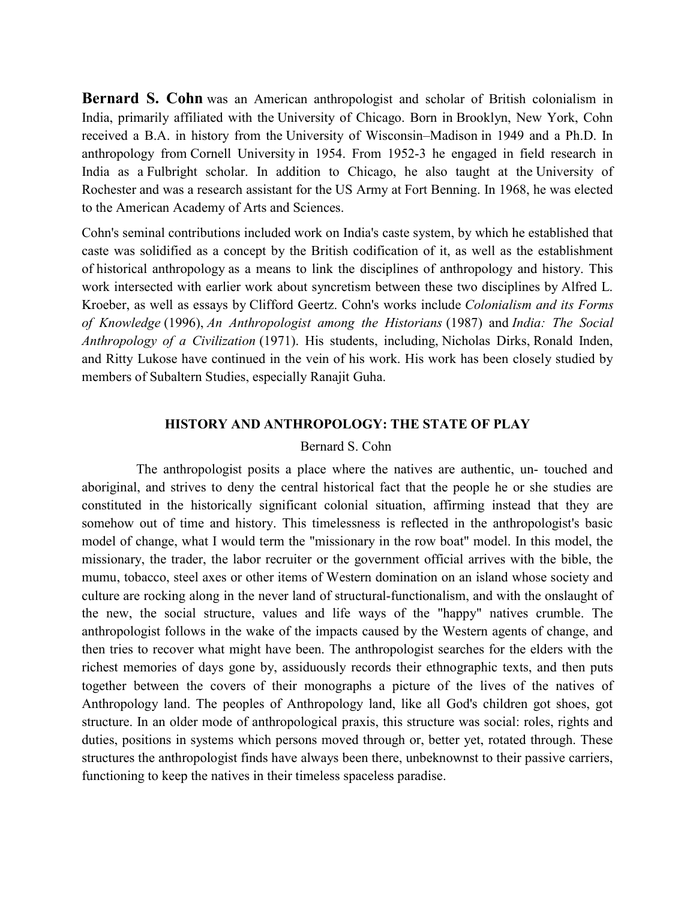**Bernard S. Cohn** was an American anthropologist and scholar of British colonialism in India, primarily affiliated with the University of Chicago. Born in Brooklyn, New York, Cohn received a B.A. in history from the University of Wisconsin–Madison in 1949 and a Ph.D. In anthropology from Cornell University in 1954. From 1952-3 he engaged in field research in India as a Fulbright scholar. In addition to Chicago, he also taught at the University of Rochester and was a research assistant for the US Army at Fort Benning. In 1968, he was elected to the American Academy of Arts and Sciences.

Cohn's seminal contributions included work on India's caste system, by which he established that caste was solidified as a concept by the British codification of it, as well as the establishment of historical anthropology as a means to link the disciplines of anthropology and history. This work intersected with earlier work about syncretism between these two disciplines by Alfred L. Kroeber, as well as essays by Clifford Geertz. Cohn's works include *Colonialism and its Forms of Knowledge* (1996), *An Anthropologist among the Historians* (1987) and *India: The Social Anthropology of a Civilization* (1971). His students, including, Nicholas Dirks, Ronald Inden, and Ritty Lukose have continued in the vein of his work. His work has been closely studied by members of Subaltern Studies, especially Ranajit Guha.

## HISTORY AND ANTHROPOLOGY: THE STATE OF PLAY

Bernard S. Cohn

The anthropologist posits a place where the natives are authentic, un- touched and aboriginal, and strives to deny the central historical fact that the people he or she studies are constituted in the historically significant colonial situation, affirming instead that they are somehow out of time and history. This timelessness is reflected in the anthropologist's basic model of change, what I would term the "missionary in the row boat" model. In this model, the missionary, the trader, the labor recruiter or the government official arrives with the bible, the mumu, tobacco, steel axes or other items of Western domination on an island whose society and culture are rocking along in the never land of structural-functionalism, and with the onslaught of the new, the social structure, values and life ways of the "happy" natives crumble. The anthropologist follows in the wake of the impacts caused by the Western agents of change, and then tries to recover what might have been. The anthropologist searches for the elders with the richest memories of days gone by, assiduously records their ethnographic texts, and then puts together between the covers of their monographs a picture of the lives of the natives of Anthropology land. The peoples of Anthropology land, like all God's children got shoes, got structure. In an older mode of anthropological praxis, this structure was social: roles, rights and duties, positions in systems which persons moved through or, better yet, rotated through. These structures the anthropologist finds have always been there, unbeknownst to their passive carriers, functioning to keep the natives in their timeless spaceless paradise.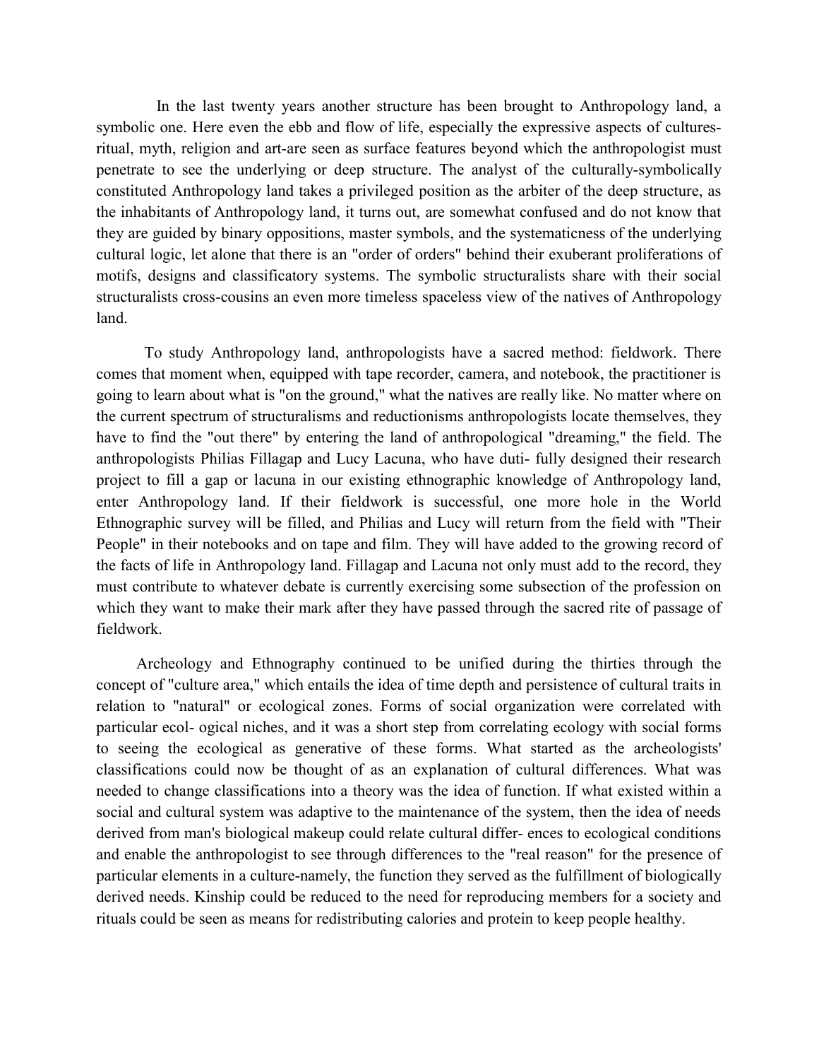In the last twenty years another structure has been brought to Anthropology land, a symbolic one. Here even the ebb and flow of life, especially the expressive aspects of cultures-ritual, myth, religion and art-are seen as surface features beyond which the anthropologist must penetrate to see the underlying or deep structure. The analyst of the culturally-symbolically constituted Anthropology land takes a privileged position as the arbiter of the deep structure, as the inhabitants of Anthropology land, it turns out, are somewhat confused and do not know that they are guided by binary oppositions, master symbols, and the systematicness of the underlying cultural logic, let alone that there is an "order of orders" behind their exuberant proliferations of motifs, designs and classificatory systems. The symbolic structuralists share with their social structuralists cross-cousins an even more timeless spaceless view of the natives of Anthropology land.

To study Anthropology land, anthropologists have a sacred method: fieldwork. There comes that moment when, equipped with tape recorder, camera, and notebook, the practitioner is going to learn about what is "on the ground," what the natives are really like. No matter where on the current spectrum of structuralisms and reductionisms anthropologists locate themselves, they have to find the "out there" by entering the land of anthropological "dreaming," the field. The anthropologists Philias Fillagap and Lucy Lacuna, who have duti- fully designed their research project to fill a gap or lacuna in our existing ethnographic knowledge of Anthropology land, enter Anthropology land. If their fieldwork is successful, one more hole in the World Ethnographic survey will be filled, and Philias and Lucy will return from the field with "Their People" in their notebooks and on tape and film. They will have added to the growing record of the facts of life in Anthropology land. Fillagap and Lacuna not only must add to the record, they must contribute to whatever debate is currently exercising some subsection of the profession on which they want to make their mark after they have passed through the sacred rite of passage of fieldwork.

Archeology and Ethnography continued to be unified during the thirties through the concept of "culture area," which entails the idea of time depth and persistence of cultural traits in relation to "natural" or ecological zones. Forms of social organization were correlated with particular ecol- ogical niches, and it was a short step from correlating ecology with social forms to seeing the ecological as generative of these forms. What started as the archeologists' classifications could now be thought of as an explanation of cultural differences. What was needed to change classifications into a theory was the idea of function. If what existed within a social and cultural system was adaptive to the maintenance of the system, then the idea of needs derived from man's biological makeup could relate cultural differ- ences to ecological conditions and enable the anthropologist to see through differences to the "real reason" for the presence of particular elements in a culture-namely, the function they served as the fulfillment of biologically derived needs. Kinship could be reduced to the need for reproducing members for a society and rituals could be seen as means for redistributing calories and protein to keep people healthy.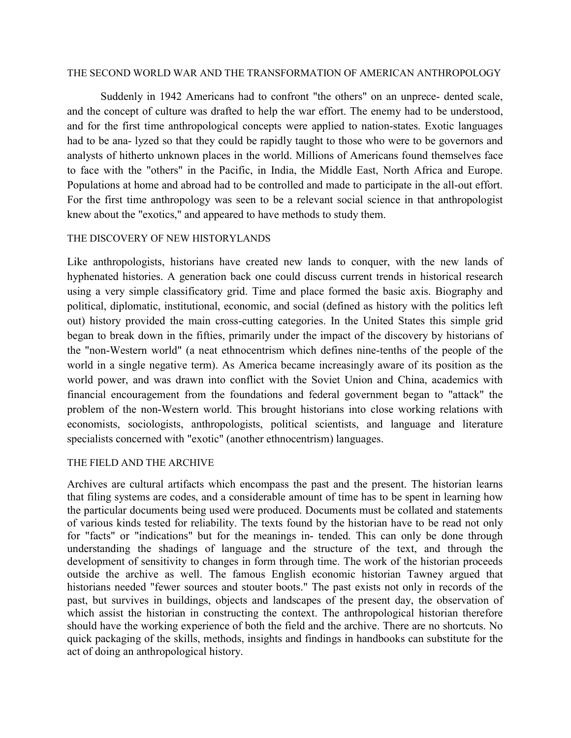## THE SECOND WORLD WAR AND THE TRANSFORMATION OF AMERICAN ANTHROPOLOGY

Suddenly in 1942 Americans had to confront "the others" on an unprece- dented scale, and the concept of culture was drafted to help the war effort. The enemy had to be understood, and for the first time anthropological concepts were applied to nation-states. Exotic languages had to be ana- lyzed so that they could be rapidly taught to those who were to be governors and analysts of hitherto unknown places in the world. Millions of Americans found themselves face to face with the "others" in the Pacific, in India, the Middle East, North Africa and Europe. Populations at home and abroad had to be controlled and made to participate in the all-out effort. For the first time anthropology was seen to be a relevant social science in that anthropologist knew about the "exotics," and appeared to have methods to study them.

## THE DISCOVERY OF NEW HISTORYLANDS

Like anthropologists, historians have created new lands to conquer, with the new lands of hyphenated histories. A generation back one could discuss current trends in historical research using a very simple classificatory grid. Time and place formed the basic axis. Biography and political, diplomatic, institutional, economic, and social (defined as history with the politics left out) history provided the main cross-cutting categories. In the United States this simple grid began to break down in the fifties, primarily under the impact of the discovery by historians of the "non-Western world" (a neat ethnocentrism which defines nine-tenths of the people of the world in a single negative term). As America became increasingly aware of its position as the world power, and was drawn into conflict with the Soviet Union and China, academics with financial encouragement from the foundations and federal government began to "attack" the problem of the non-Western world. This brought historians into close working relations with economists, sociologists, anthropologists, political scientists, and language and literature specialists concerned with "exotic" (another ethnocentrism) languages.

## THE FIELD AND THE ARCHIVE

Archives are cultural artifacts which encompass the past and the present. The historian learns that filing systems are codes, and a considerable amount of time has to be spent in learning how the particular documents being used were produced. Documents must be collated and statements of various kinds tested for reliability. The texts found by the historian have to be read not only for "facts" or "indications" but for the meanings in- tended. This can only be done through understanding the shadings of language and the structure of the text, and through the development of sensitivity to changes in form through time. The work of the historian proceeds outside the archive as well. The famous English economic historian Tawney argued that historians needed "fewer sources and stouter boots." The past exists not only in records of the past, but survives in buildings, objects and landscapes of the present day, the observation of which assist the historian in constructing the context. The anthropological historian therefore should have the working experience of both the field and the archive. There are no shortcuts. No quick packaging of the skills, methods, insights and findings in handbooks can substitute for the act of doing an anthropological history.